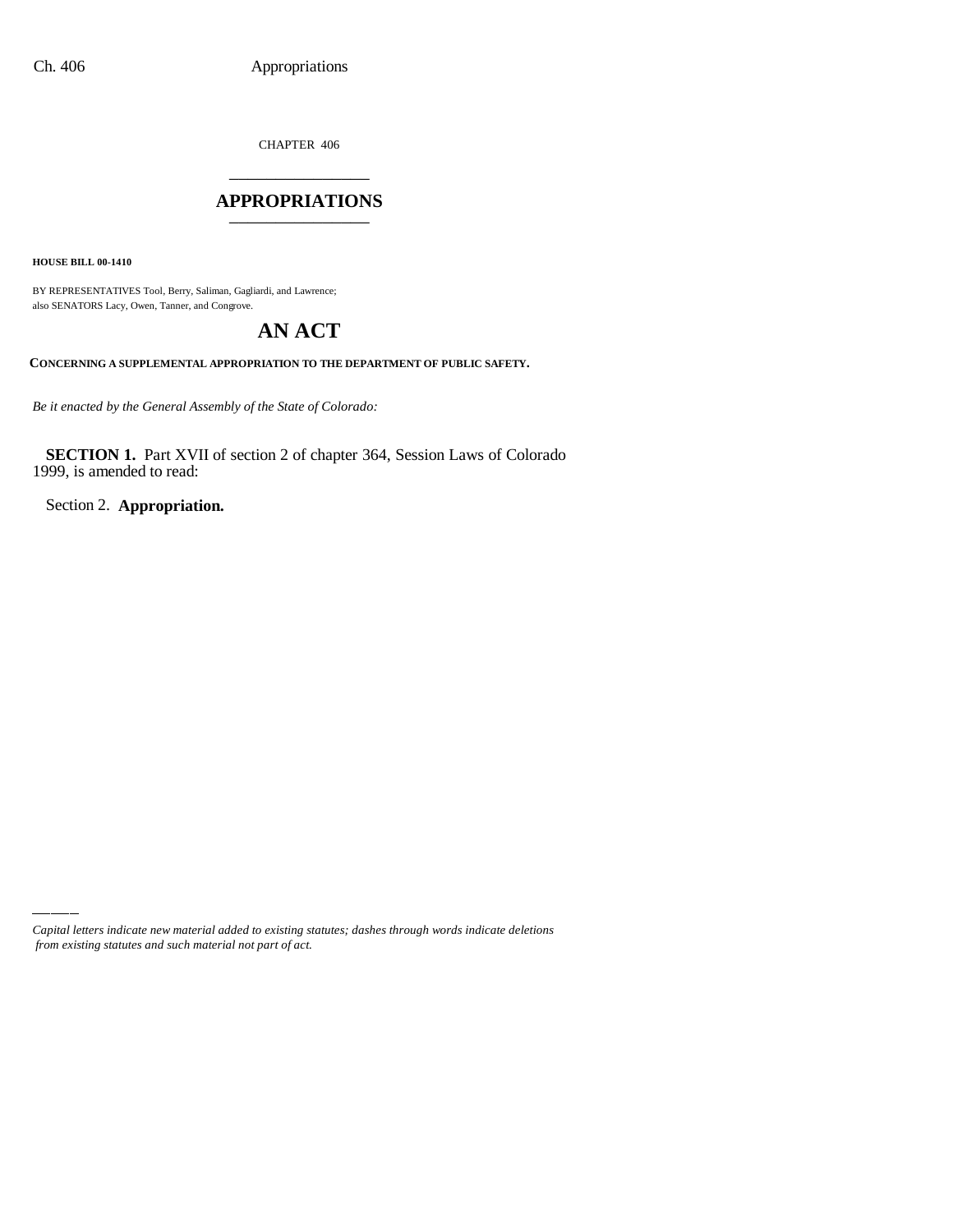CHAPTER 406

# APPROPRIATIONS

**HOUSE BILL 00-1410**

BY REPRESENTATIVES Tool, Berry, Saliman, Gagliardi, and Lawrence;
also SENATORS Lacy, Owen, Tanner, and Congrove.

## AN ACT

**CONCERNING A SUPPLEMENTAL APPROPRIATION TO THE DEPARTMENT OF PUBLIC SAFETY.**

*Be it enacted by the General Assembly of the State of Colorado:*

**SECTION 1.** Part XVII of section 2 of chapter 364, Session Laws of Colorado 1999, is amended to read:

Section 2. **Appropriation.**

---

*Capital letters indicate new material added to existing statutes; dashes through words indicate deletions from existing statutes and such material not part of act.*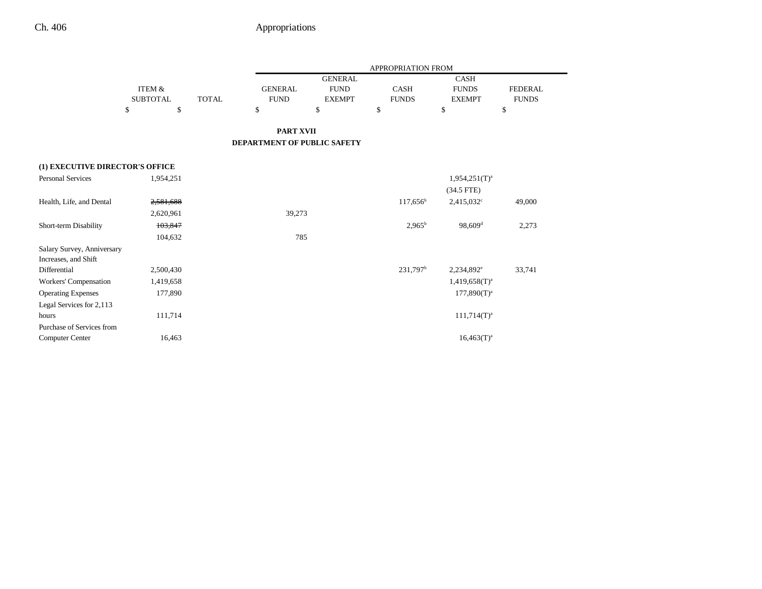## PART XVII

## DEPARTMENT OF PUBLIC SAFETY

| | ITEM & SUBTOTAL | TOTAL | GENERAL FUND | GENERAL FUND EXEMPT | CASH FUNDS | CASH FUNDS EXEMPT | FEDERAL FUNDS |
|---|---|---|---|---|---|---|---|
| | $ | $ | $ | $ | $ | $ | $ |
| **(1) EXECUTIVE DIRECTOR'S OFFICE** | | | | | | | |
| Personal Services | 1,954,251 | | | | | 1,954,251(T)[a] | |
| | | | | | | (34.5 FTE) | |
| Health, Life, and Dental | ~~2,581,688~~ | | | | 117,656[b] | 2,415,032[c] | 49,000 |
| | 2,620,961 | | 39,273 | | | | |
| Short-term Disability | ~~103,847~~ | | | | 2,965[b] | 98,609[d] | 2,273 |
| | 104,632 | | 785 | | | | |
| Salary Survey, Anniversary Increases, and Shift Differential | 2,500,430 | | | | 231,797[b] | 2,234,892[e] | 33,741 |
| Workers' Compensation | 1,419,658 | | | | | 1,419,658(T)[a] | |
| Operating Expenses | 177,890 | | | | | 177,890(T)[a] | |
| Legal Services for 2,113 hours | 111,714 | | | | | 111,714(T)[a] | |
| Purchase of Services from Computer Center | 16,463 | | | | | 16,463(T)[a] | |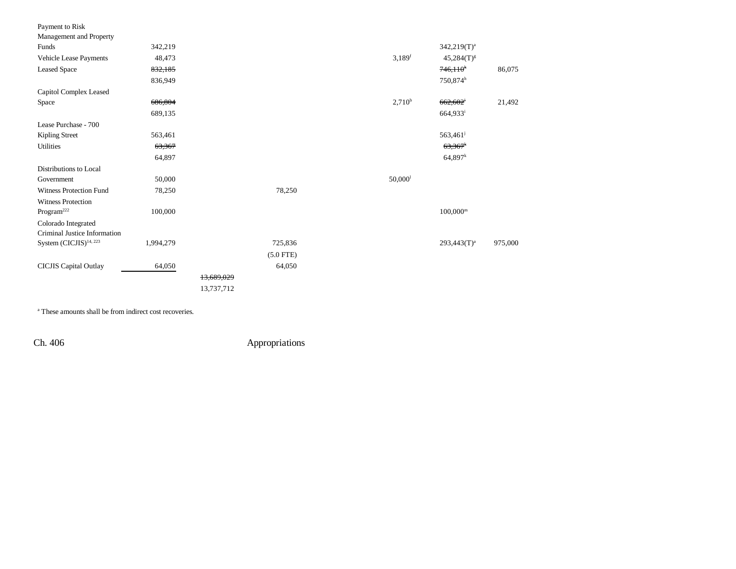| | | | | | | | |
|---|---|---|---|---|---|---|---|
| Payment to Risk Management and Property Funds | 342,219 | | | | | 342,219(T)[a] | |
| Vehicle Lease Payments | 48,473 | | | | 3,189[f] | 45,284(T)[g] | |
| Leased Space | ~~832,185~~ | | | | | ~~746,110~~[h] | 86,075 |
| | 836,949 | | | | | 750,874[h] | |
| Capitol Complex Leased Space | ~~686,804~~ | | | | 2,710[b] | ~~662,602~~[i] | 21,492 |
| | 689,135 | | | | | 664,933[i] | |
| Lease Purchase - 700 Kipling Street | 563,461 | | | | | 563,461[j] | |
| Utilities | ~~63,367~~ | | | | | ~~63,367~~[k] | |
| | 64,897 | | | | | 64,897[k] | |
| Distributions to Local Government | 50,000 | | | | 50,000[l] | | |
| Witness Protection Fund | 78,250 | | 78,250 | | | | |
| Witness Protection Program[222] | 100,000 | | | | | 100,000[m] | |
| Colorado Integrated Criminal Justice Information System (CICJIS)[14, 223] | 1,994,279 | | 725,836 | | | 293,443(T)[a] | 975,000 |
| | | | (5.0 FTE) | | | | |
| CICJIS Capital Outlay | 64,050 | | 64,050 | | | | |
| | | ~~13,689,029~~ | | | | | |
| | | 13,737,712 | | | | | |

[a] These amounts shall be from indirect cost recoveries.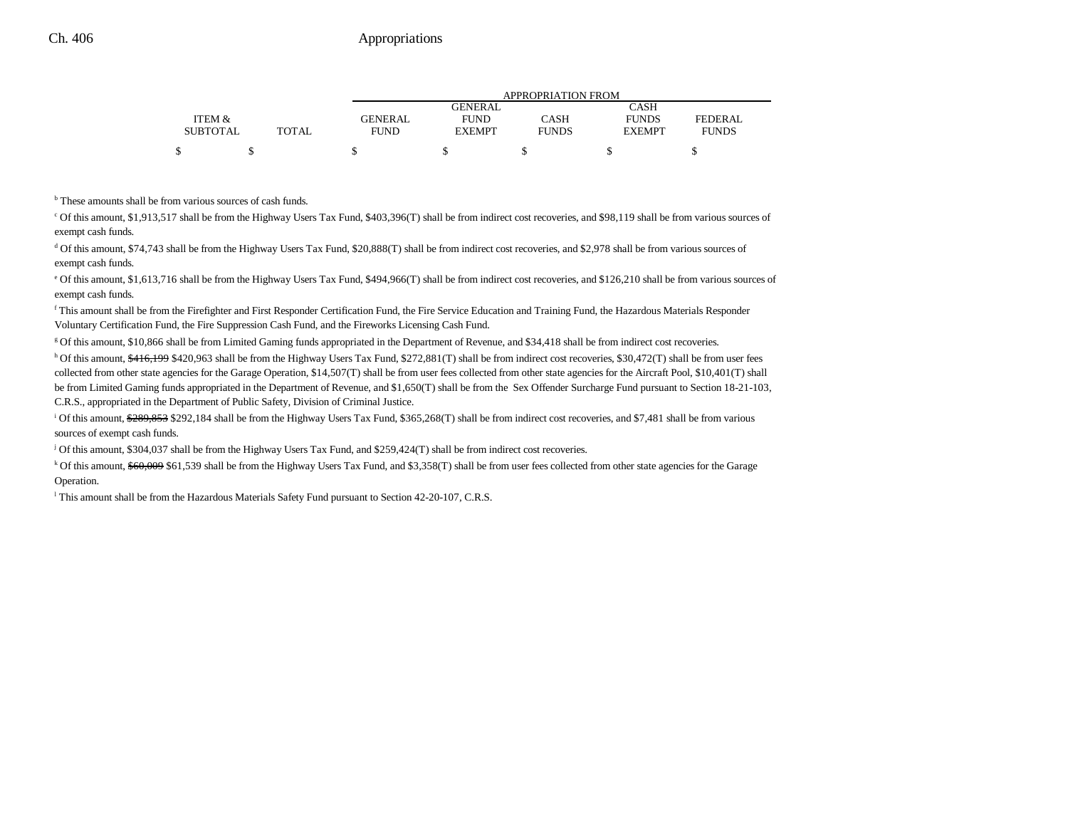| ITEM & SUBTOTAL | TOTAL | APPROPRIATION FROM GENERAL FUND | GENERAL FUND EXEMPT | CASH FUNDS | CASH FUNDS EXEMPT | FEDERAL FUNDS |
|---|---|---|---|---|---|---|
| $ | $ | $ | $ | $ | $ | $ |

[b] These amounts shall be from various sources of cash funds.

[c] Of this amount, $1,913,517 shall be from the Highway Users Tax Fund, $403,396(T) shall be from indirect cost recoveries, and $98,119 shall be from various sources of exempt cash funds.

[d] Of this amount, $74,743 shall be from the Highway Users Tax Fund, $20,888(T) shall be from indirect cost recoveries, and $2,978 shall be from various sources of exempt cash funds.

[e] Of this amount, $1,613,716 shall be from the Highway Users Tax Fund, $494,966(T) shall be from indirect cost recoveries, and $126,210 shall be from various sources of exempt cash funds.

[f] This amount shall be from the Firefighter and First Responder Certification Fund, the Fire Service Education and Training Fund, the Hazardous Materials Responder Voluntary Certification Fund, the Fire Suppression Cash Fund, and the Fireworks Licensing Cash Fund.

[g] Of this amount, $10,866 shall be from Limited Gaming funds appropriated in the Department of Revenue, and $34,418 shall be from indirect cost recoveries.

[h] Of this amount, ~~$416,199~~ $420,963 shall be from the Highway Users Tax Fund, $272,881(T) shall be from indirect cost recoveries, $30,472(T) shall be from user fees collected from other state agencies for the Garage Operation, $14,507(T) shall be from user fees collected from other state agencies for the Aircraft Pool, $10,401(T) shall be from Limited Gaming funds appropriated in the Department of Revenue, and $1,650(T) shall be from the Sex Offender Surcharge Fund pursuant to Section 18-21-103, C.R.S., appropriated in the Department of Public Safety, Division of Criminal Justice.

[i] Of this amount, ~~$289,853~~ $292,184 shall be from the Highway Users Tax Fund, $365,268(T) shall be from indirect cost recoveries, and $7,481 shall be from various sources of exempt cash funds.

[j] Of this amount, $304,037 shall be from the Highway Users Tax Fund, and $259,424(T) shall be from indirect cost recoveries.

[k] Of this amount, ~~$60,009~~ $61,539 shall be from the Highway Users Tax Fund, and $3,358(T) shall be from user fees collected from other state agencies for the Garage Operation.

[l] This amount shall be from the Hazardous Materials Safety Fund pursuant to Section 42-20-107, C.R.S.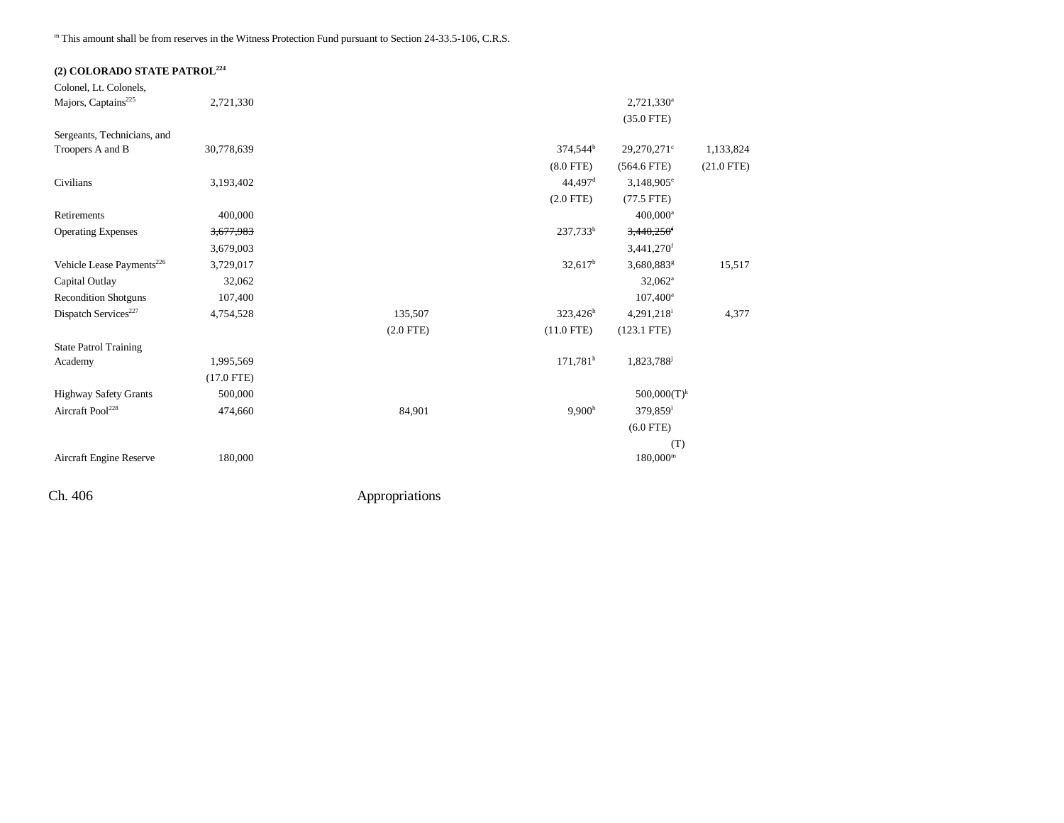[m] This amount shall be from reserves in the Witness Protection Fund pursuant to Section 24-33.5-106, C.R.S.

**(2) COLORADO STATE PATROL[224]**

| | | | | | | |
|---|---|---|---|---|---|---|
| Colonel, Lt. Colonels, Majors, Captains[225] | 2,721,330 | | | | 2,721,330[a] | |
| | | | | | (35.0 FTE) | |
| Sergeants, Technicians, and Troopers A and B | 30,778,639 | | | 374,544[b] | 29,270,271[c] | 1,133,824 |
| | | | | (8.0 FTE) | (564.6 FTE) | (21.0 FTE) |
| Civilians | 3,193,402 | | | 44,497[d] | 3,148,905[e] | |
| | | | | (2.0 FTE) | (77.5 FTE) | |
| Retirements | 400,000 | | | | 400,000[a] | |
| Operating Expenses | ~~3,677,983~~ | | | 237,733[b] | ~~3,440,250~~[f] | |
| | 3,679,003 | | | | 3,441,270[f] | |
| Vehicle Lease Payments[226] | 3,729,017 | | | 32,617[b] | 3,680,883[g] | 15,517 |
| Capital Outlay | 32,062 | | | | 32,062[a] | |
| Recondition Shotguns | 107,400 | | | | 107,400[a] | |
| Dispatch Services[227] | 4,754,528 | 135,507 | | 323,426[h] | 4,291,218[i] | 4,377 |
| | | (2.0 FTE) | | (11.0 FTE) | (123.1 FTE) | |
| State Patrol Training Academy | 1,995,569 | | | 171,781[h] | 1,823,788[j] | |
| | (17.0 FTE) | | | | | |
| Highway Safety Grants | 500,000 | | | | 500,000(T)[k] | |
| Aircraft Pool[228] | 474,660 | 84,901 | | 9,900[b] | 379,859[l] | |
| | | | | | (6.0 FTE) | |
| | | | | | (T) | |
| Aircraft Engine Reserve | 180,000 | | | | 180,000[m] | |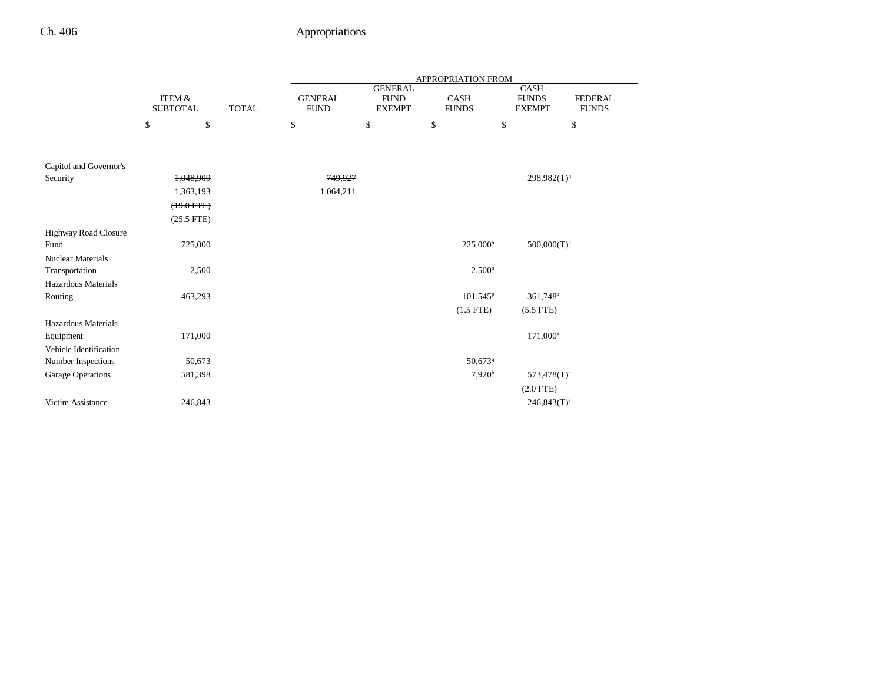| | ITEM & SUBTOTAL | TOTAL | APPROPRIATION FROM GENERAL FUND | GENERAL FUND EXEMPT | CASH FUNDS | CASH FUNDS EXEMPT | FEDERAL FUNDS |
|---|---|---|---|---|---|---|---|
| | $ | $ | $ | $ | $ | $ | $ |
| Capitol and Governor's Security | ~~1,048,909~~ | | ~~749,927~~ | | | 298,982(T)[n] | |
| | 1,363,193 | | 1,064,211 | | | | |
| | ~~(19.0 FTE)~~ | | | | | | |
| | (25.5 FTE) | | | | | | |
| Highway Road Closure Fund | 725,000 | | | | 225,000[b] | 500,000(T)[k] | |
| Nuclear Materials Transportation | 2,500 | | | | 2,500[o] | | |
| Hazardous Materials Routing | 463,293 | | | | 101,545[p] | 361,748[a] | |
| | | | | | (1.5 FTE) | (5.5 FTE) | |
| Hazardous Materials Equipment | 171,000 | | | | | 171,000[a] | |
| Vehicle Identification Number Inspections | 50,673 | | | | 50,673[q] | | |
| Garage Operations | 581,398 | | | | 7,920[b] | 573,478(T)[r] | |
| | | | | | | (2.0 FTE) | |
| Victim Assistance | 246,843 | | | | | 246,843(T)[s] | |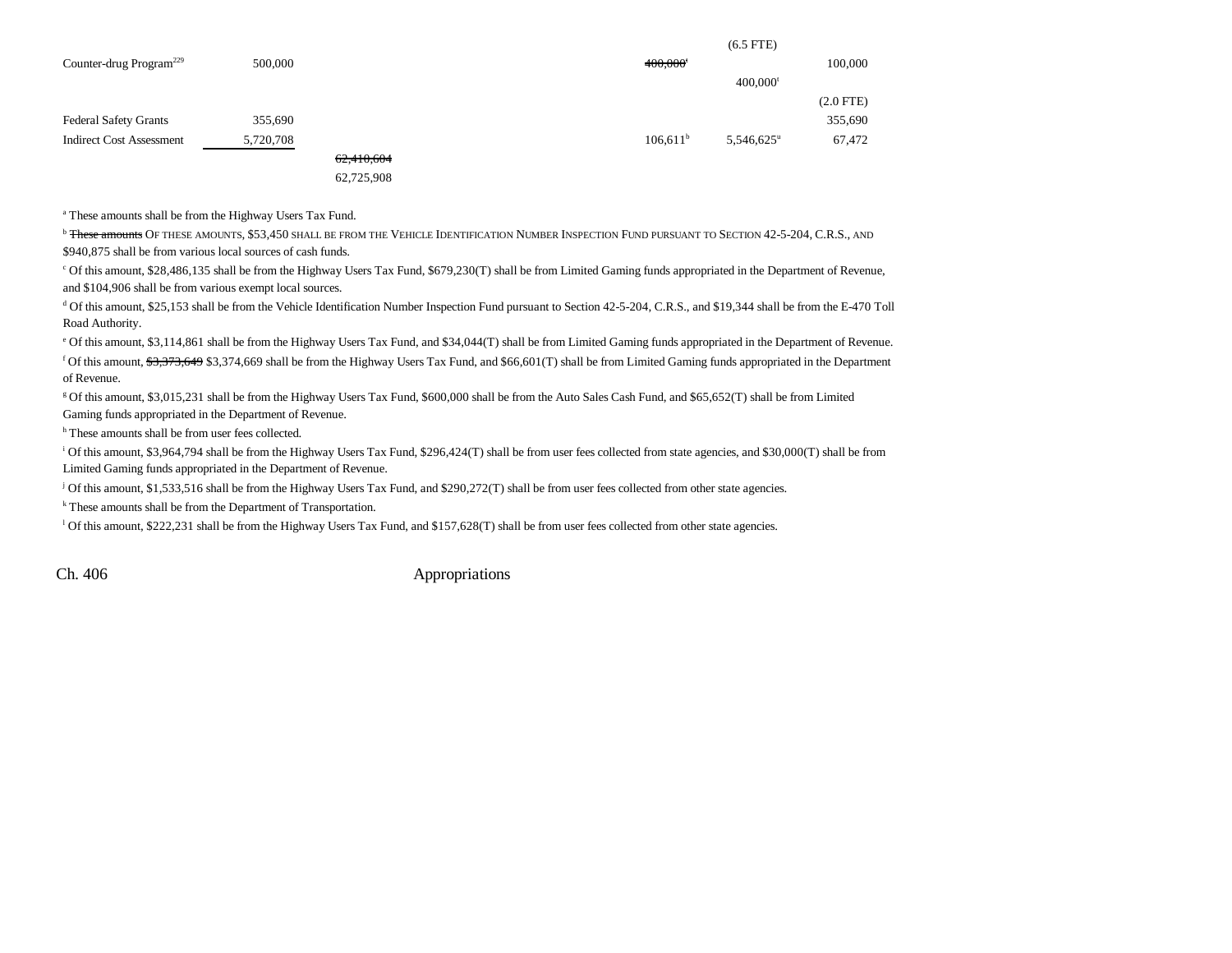| | | | | | | | |
|---|---|---|---|---|---|---|---|
| | | | | | | (6.5 FTE) | |
| Counter-drug Program[229] | 500,000 | | | | ~~400,000~~[t] | | 100,000 |
| | | | | | | 400,000[t] | |
| | | | | | | | (2.0 FTE) |
| Federal Safety Grants | 355,690 | | | | | | 355,690 |
| Indirect Cost Assessment | 5,720,708 | | | | 106,611[h] | 5,546,625[u] | 67,472 |
| | | ~~62,410,604~~ | | | | | |
| | | 62,725,908 | | | | | |

[a] These amounts shall be from the Highway Users Tax Fund.

[b] ~~These amounts~~ OF THESE AMOUNTS, $53,450 SHALL BE FROM THE VEHICLE IDENTIFICATION NUMBER INSPECTION FUND PURSUANT TO SECTION 42-5-204, C.R.S., AND $940,875 shall be from various local sources of cash funds.

[c] Of this amount, $28,486,135 shall be from the Highway Users Tax Fund, $679,230(T) shall be from Limited Gaming funds appropriated in the Department of Revenue, and $104,906 shall be from various exempt local sources.

[d] Of this amount, $25,153 shall be from the Vehicle Identification Number Inspection Fund pursuant to Section 42-5-204, C.R.S., and $19,344 shall be from the E-470 Toll Road Authority.

[e] Of this amount, $3,114,861 shall be from the Highway Users Tax Fund, and $34,044(T) shall be from Limited Gaming funds appropriated in the Department of Revenue.

[f] Of this amount, ~~$3,373,649~~ $3,374,669 shall be from the Highway Users Tax Fund, and $66,601(T) shall be from Limited Gaming funds appropriated in the Department of Revenue.

[g] Of this amount, $3,015,231 shall be from the Highway Users Tax Fund, $600,000 shall be from the Auto Sales Cash Fund, and $65,652(T) shall be from Limited Gaming funds appropriated in the Department of Revenue.

[h] These amounts shall be from user fees collected.

[i] Of this amount, $3,964,794 shall be from the Highway Users Tax Fund, $296,424(T) shall be from user fees collected from state agencies, and $30,000(T) shall be from Limited Gaming funds appropriated in the Department of Revenue.

[j] Of this amount, $1,533,516 shall be from the Highway Users Tax Fund, and $290,272(T) shall be from user fees collected from other state agencies.

[k] These amounts shall be from the Department of Transportation.

[l] Of this amount, $222,231 shall be from the Highway Users Tax Fund, and $157,628(T) shall be from user fees collected from other state agencies.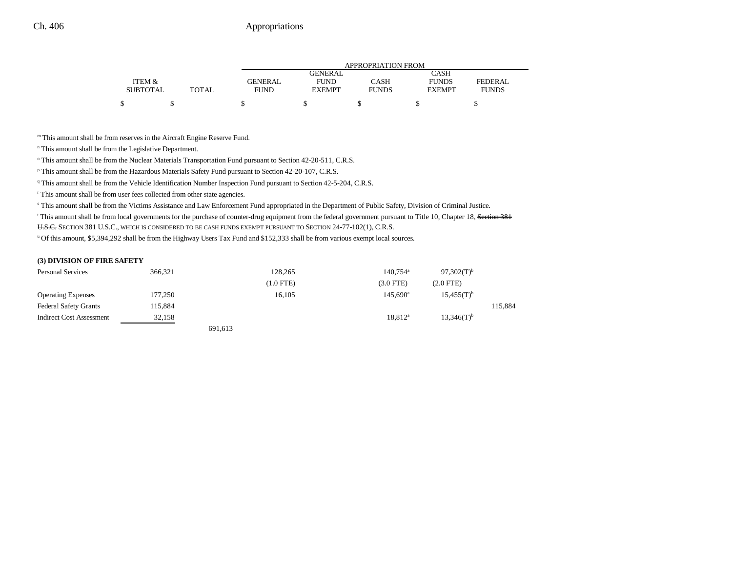| | ITEM & SUBTOTAL | TOTAL | GENERAL FUND | GENERAL FUND EXEMPT | CASH FUNDS | CASH FUNDS EXEMPT | FEDERAL FUNDS |
|---|---|---|---|---|---|---|---|
| | $ | $ | $ | $ | $ | $ | $ |

APPROPRIATION FROM

[m] This amount shall be from reserves in the Aircraft Engine Reserve Fund.

[n] This amount shall be from the Legislative Department.

[o] This amount shall be from the Nuclear Materials Transportation Fund pursuant to Section 42-20-511, C.R.S.

[p] This amount shall be from the Hazardous Materials Safety Fund pursuant to Section 42-20-107, C.R.S.

[q] This amount shall be from the Vehicle Identification Number Inspection Fund pursuant to Section 42-5-204, C.R.S.

[r] This amount shall be from user fees collected from other state agencies.

[s] This amount shall be from the Victims Assistance and Law Enforcement Fund appropriated in the Department of Public Safety, Division of Criminal Justice.

[t] This amount shall be from local governments for the purchase of counter-drug equipment from the federal government pursuant to Title 10, Chapter 18, ~~Section 381 U.S.C.~~ SECTION 381 U.S.C., WHICH IS CONSIDERED TO BE CASH FUNDS EXEMPT PURSUANT TO SECTION 24-77-102(1), C.R.S.

[u] Of this amount, $5,394,292 shall be from the Highway Users Tax Fund and $152,333 shall be from various exempt local sources.

**(3) DIVISION OF FIRE SAFETY**

| | ITEM & SUBTOTAL | TOTAL | GENERAL FUND | GENERAL FUND EXEMPT | CASH FUNDS | CASH FUNDS EXEMPT | FEDERAL FUNDS |
|---|---|---|---|---|---|---|---|
| Personal Services | 366,321 | | 128,265 | | 140,754[a] | 97,302(T)[b] | |
| | | | (1.0 FTE) | | (3.0 FTE) | (2.0 FTE) | |
| Operating Expenses | 177,250 | | 16,105 | | 145,690[a] | 15,455(T)[b] | |
| Federal Safety Grants | 115,884 | | | | | | 115,884 |
| Indirect Cost Assessment | 32,158 | | | | 18,812[a] | 13,346(T)[b] | |
| | | 691,613 | | | | | |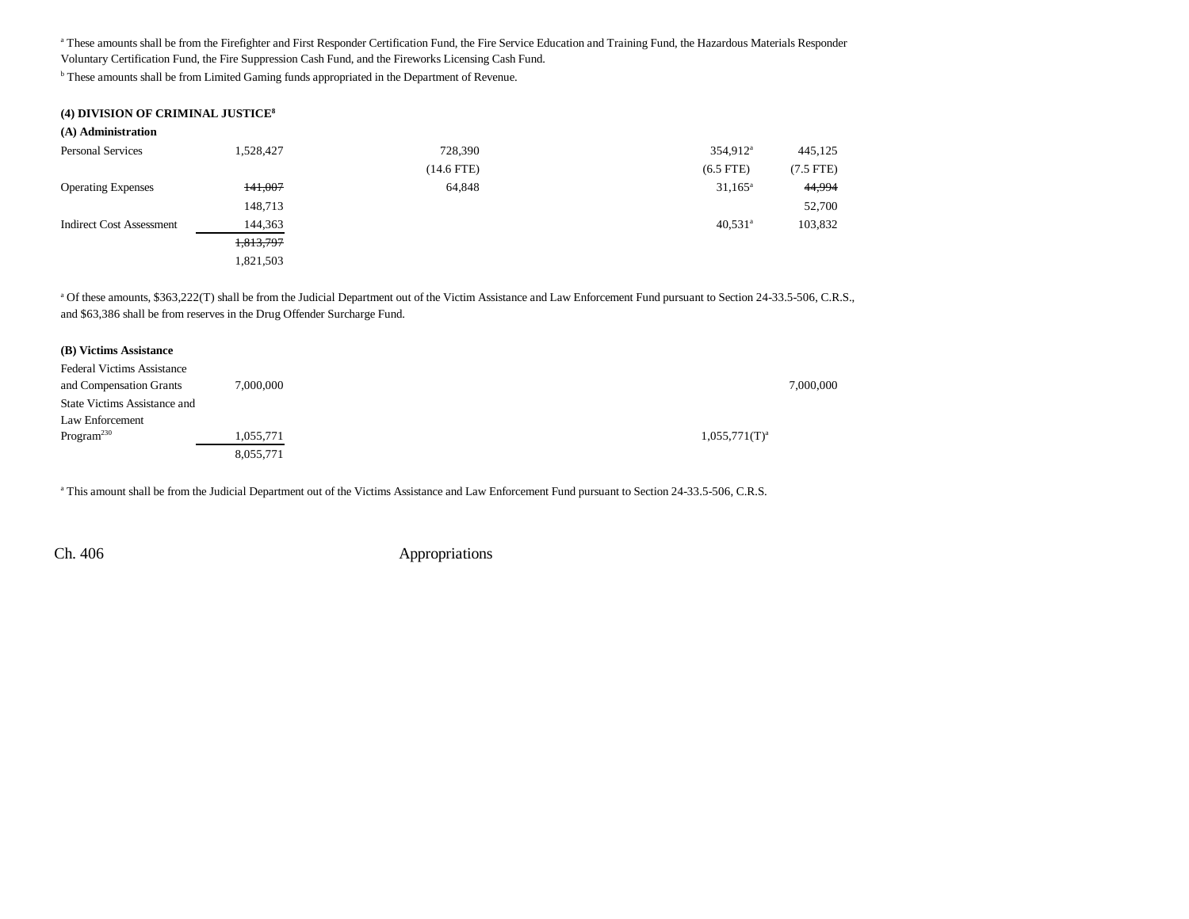[a] These amounts shall be from the Firefighter and First Responder Certification Fund, the Fire Service Education and Training Fund, the Hazardous Materials Responder Voluntary Certification Fund, the Fire Suppression Cash Fund, and the Fireworks Licensing Cash Fund.

[b] These amounts shall be from Limited Gaming funds appropriated in the Department of Revenue.

**(4) DIVISION OF CRIMINAL JUSTICE[8]**

**(A) Administration**

| | | | | | |
|---|---|---|---|---|---|
| Personal Services | 1,528,427 | 728,390 | | 354,912[a] | 445,125 |
| | | (14.6 FTE) | | (6.5 FTE) | (7.5 FTE) |
| Operating Expenses | ~~141,007~~ | 64,848 | | 31,165[a] | ~~44,994~~ |
| | 148,713 | | | | 52,700 |
| Indirect Cost Assessment | 144,363 | | | 40,531[a] | 103,832 |
| | ~~1,813,797~~ | | | | |
| | 1,821,503 | | | | |

[a] Of these amounts, $363,222(T) shall be from the Judicial Department out of the Victim Assistance and Law Enforcement Fund pursuant to Section 24-33.5-506, C.R.S., and $63,386 shall be from reserves in the Drug Offender Surcharge Fund.

**(B) Victims Assistance**

| | | | | | |
|---|---|---|---|---|---|
| Federal Victims Assistance and Compensation Grants | 7,000,000 | | | | 7,000,000 |
| State Victims Assistance and Law Enforcement Program[230] | 1,055,771 | | | 1,055,771(T)[a] | |
| | 8,055,771 | | | | |

[a] This amount shall be from the Judicial Department out of the Victims Assistance and Law Enforcement Fund pursuant to Section 24-33.5-506, C.R.S.

Ch. 406 Appropriations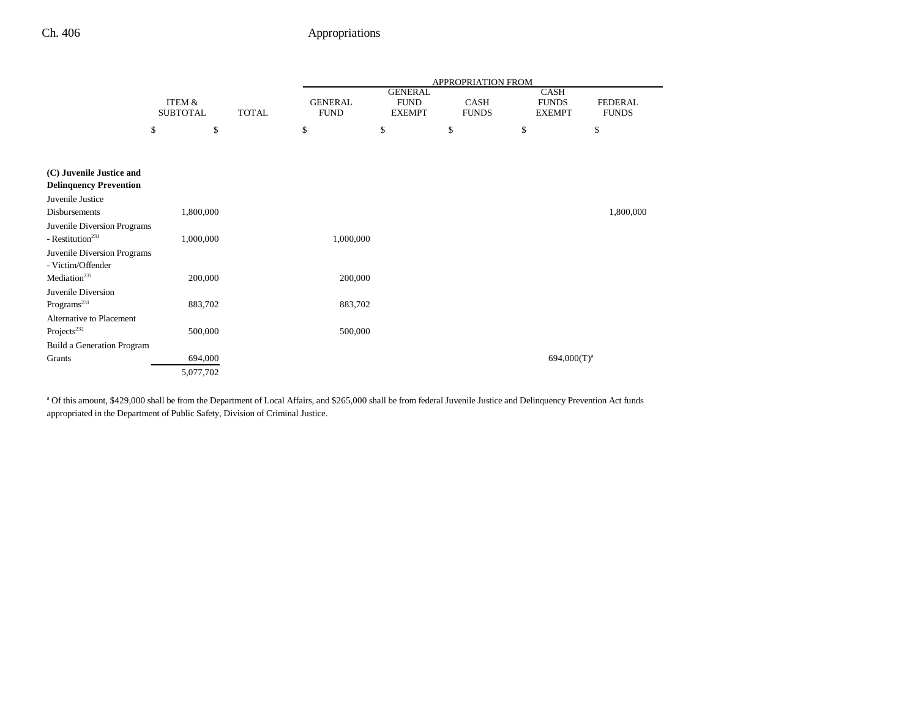|  | ITEM & SUBTOTAL | TOTAL | APPROPRIATION FROM GENERAL FUND | GENERAL FUND EXEMPT | CASH FUNDS | CASH FUNDS EXEMPT | FEDERAL FUNDS |
|---|---|---|---|---|---|---|---|
|  | $ | $ | $ | $ | $ | $ | $ |
| **(C) Juvenile Justice and Delinquency Prevention** |  |  |  |  |  |  |  |
| Juvenile Justice Disbursements | 1,800,000 |  |  |  |  |  | 1,800,000 |
| Juvenile Diversion Programs - Restitution[231] | 1,000,000 |  | 1,000,000 |  |  |  |  |
| Juvenile Diversion Programs - Victim/Offender Mediation[231] | 200,000 |  | 200,000 |  |  |  |  |
| Juvenile Diversion Programs[231] | 883,702 |  | 883,702 |  |  |  |  |
| Alternative to Placement Projects[232] | 500,000 |  | 500,000 |  |  |  |  |
| Build a Generation Program Grants | 694,000 |  |  |  |  | 694,000(T)[a] |  |
|  | 5,077,702 |  |  |  |  |  |  |

[a] Of this amount, $429,000 shall be from the Department of Local Affairs, and $265,000 shall be from federal Juvenile Justice and Delinquency Prevention Act funds appropriated in the Department of Public Safety, Division of Criminal Justice.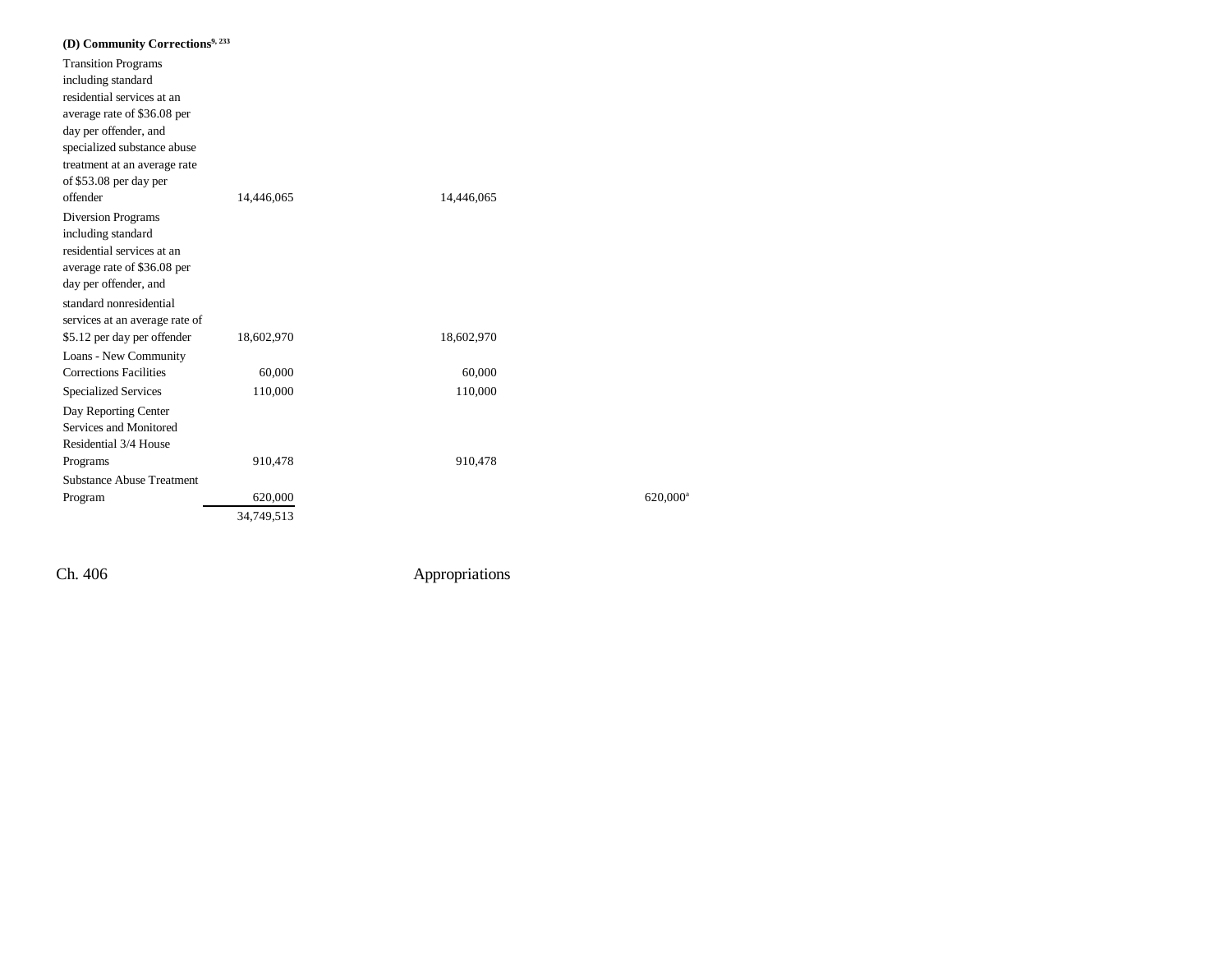**(D) Community Corrections[9, 233]**

| | | | | |
|---|---|---|---|---|
| Transition Programs including standard residential services at an average rate of $36.08 per day per offender, and specialized substance abuse treatment at an average rate of $53.08 per day per offender | 14,446,065 | 14,446,065 | | |
| Diversion Programs including standard residential services at an average rate of $36.08 per day per offender, and standard nonresidential services at an average rate of $5.12 per day per offender | 18,602,970 | 18,602,970 | | |
| Loans - New Community Corrections Facilities | 60,000 | 60,000 | | |
| Specialized Services | 110,000 | 110,000 | | |
| Day Reporting Center Services and Monitored Residential 3/4 House Programs | 910,478 | 910,478 | | |
| Substance Abuse Treatment Program | 620,000 | | | 620,000[a] |
| | 34,749,513 | | | |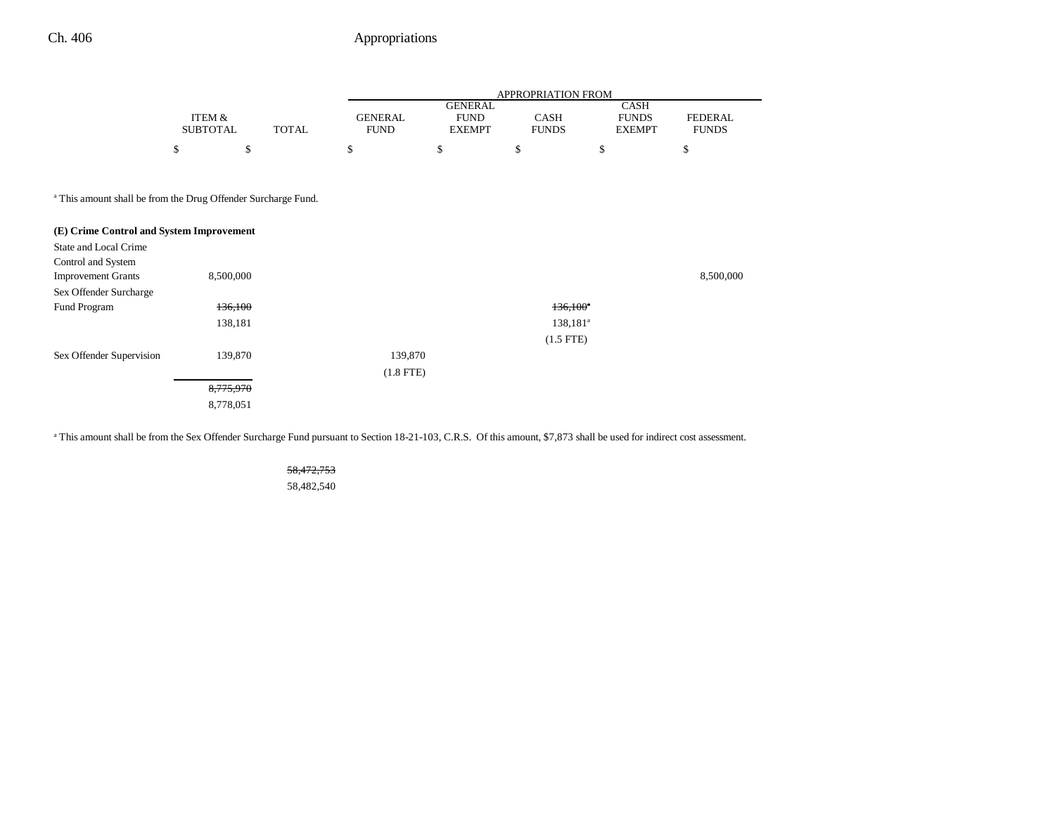| | ITEM & SUBTOTAL | TOTAL | GENERAL FUND | GENERAL FUND EXEMPT | CASH FUNDS | CASH FUNDS EXEMPT | FEDERAL FUNDS |
|---|---|---|---|---|---|---|---|
| | $ | $ | $ | $ | $ | $ | $ |

[a] This amount shall be from the Drug Offender Surcharge Fund.

**(E) Crime Control and System Improvement**

| | ITEM & SUBTOTAL | TOTAL | GENERAL FUND | GENERAL FUND EXEMPT | CASH FUNDS | CASH FUNDS EXEMPT | FEDERAL FUNDS |
|---|---|---|---|---|---|---|---|
| State and Local Crime Control and System Improvement Grants | 8,500,000 | | | | | | 8,500,000 |
| Sex Offender Surcharge Fund Program | ~~136,100~~ | | | | ~~136,100[a]~~ | | |
| | 138,181 | | | | 138,181[a] | | |
| | | | | | (1.5 FTE) | | |
| Sex Offender Supervision | 139,870 | | 139,870 | | | | |
| | | | (1.8 FTE) | | | | |
| | ~~8,775,970~~ | | | | | | |
| | 8,778,051 | | | | | | |

[a] This amount shall be from the Sex Offender Surcharge Fund pursuant to Section 18-21-103, C.R.S. Of this amount, $7,873 shall be used for indirect cost assessment.

| | ITEM & SUBTOTAL | TOTAL | GENERAL FUND | GENERAL FUND EXEMPT | CASH FUNDS | CASH FUNDS EXEMPT | FEDERAL FUNDS |
|---|---|---|---|---|---|---|---|
| | | ~~58,472,753~~ | | | | | |
| | | 58,482,540 | | | | | |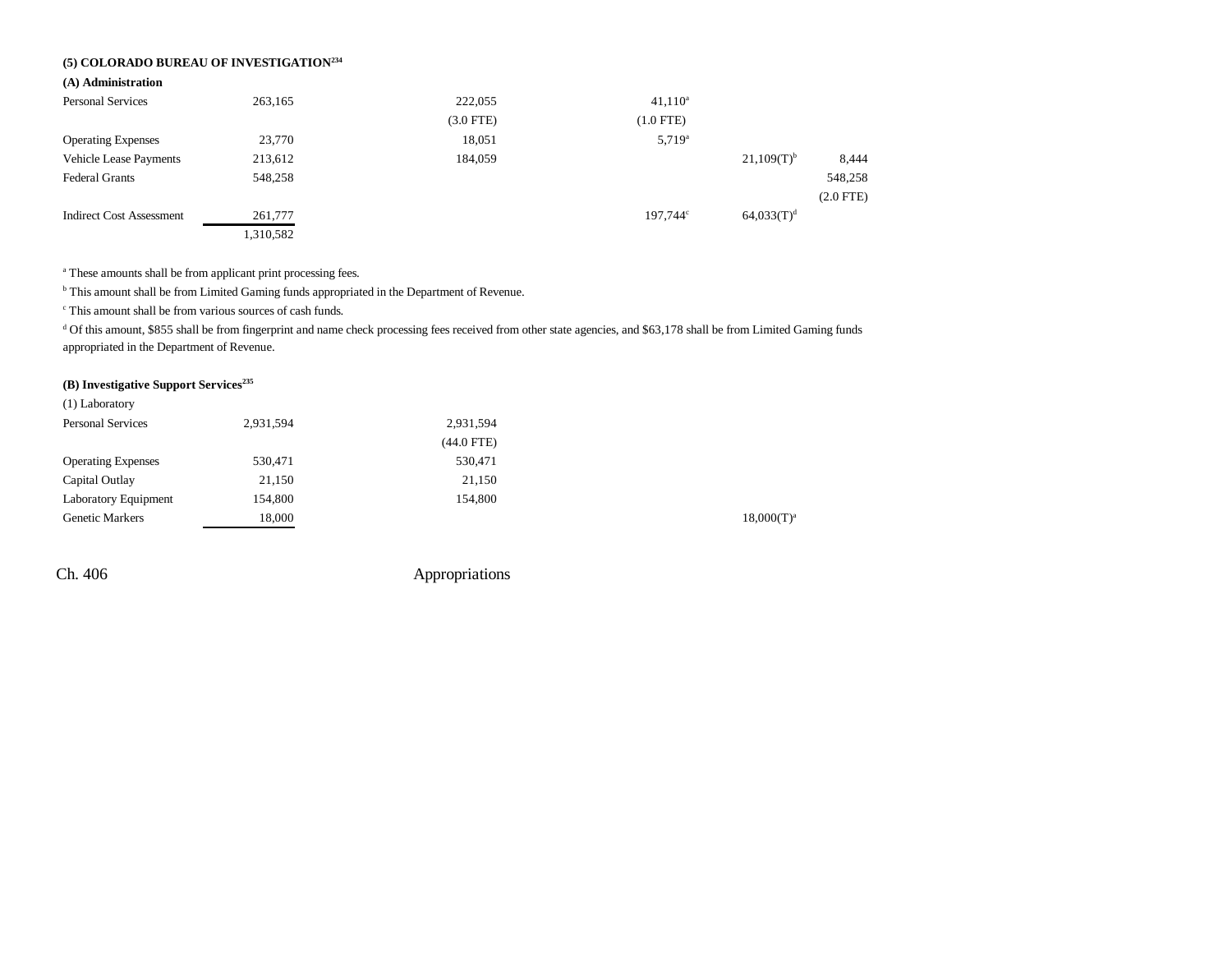### (5) COLORADO BUREAU OF INVESTIGATION[234]

#### (A) Administration

| | | | | | |
|---|---|---|---|---|---|
| Personal Services | 263,165 | 222,055 (3.0 FTE) | 41,110[a] (1.0 FTE) | | |
| Operating Expenses | 23,770 | 18,051 | 5,719[a] | | |
| Vehicle Lease Payments | 213,612 | 184,059 | | 21,109(T)[b] | 8,444 |
| Federal Grants | 548,258 | | | | 548,258 (2.0 FTE) |
| Indirect Cost Assessment | 261,777 | | 197,744[c] | 64,033(T)[d] | |
| | 1,310,582 | | | | |

[a] These amounts shall be from applicant print processing fees.

[b] This amount shall be from Limited Gaming funds appropriated in the Department of Revenue.

[c] This amount shall be from various sources of cash funds.

[d] Of this amount, $855 shall be from fingerprint and name check processing fees received from other state agencies, and $63,178 shall be from Limited Gaming funds appropriated in the Department of Revenue.

#### (B) Investigative Support Services[235]

(1) Laboratory

| | | | | | |
|---|---|---|---|---|---|
| Personal Services | 2,931,594 | 2,931,594 (44.0 FTE) | | | |
| Operating Expenses | 530,471 | 530,471 | | | |
| Capital Outlay | 21,150 | 21,150 | | | |
| Laboratory Equipment | 154,800 | 154,800 | | | |
| Genetic Markers | 18,000 | | | 18,000(T)[a] | |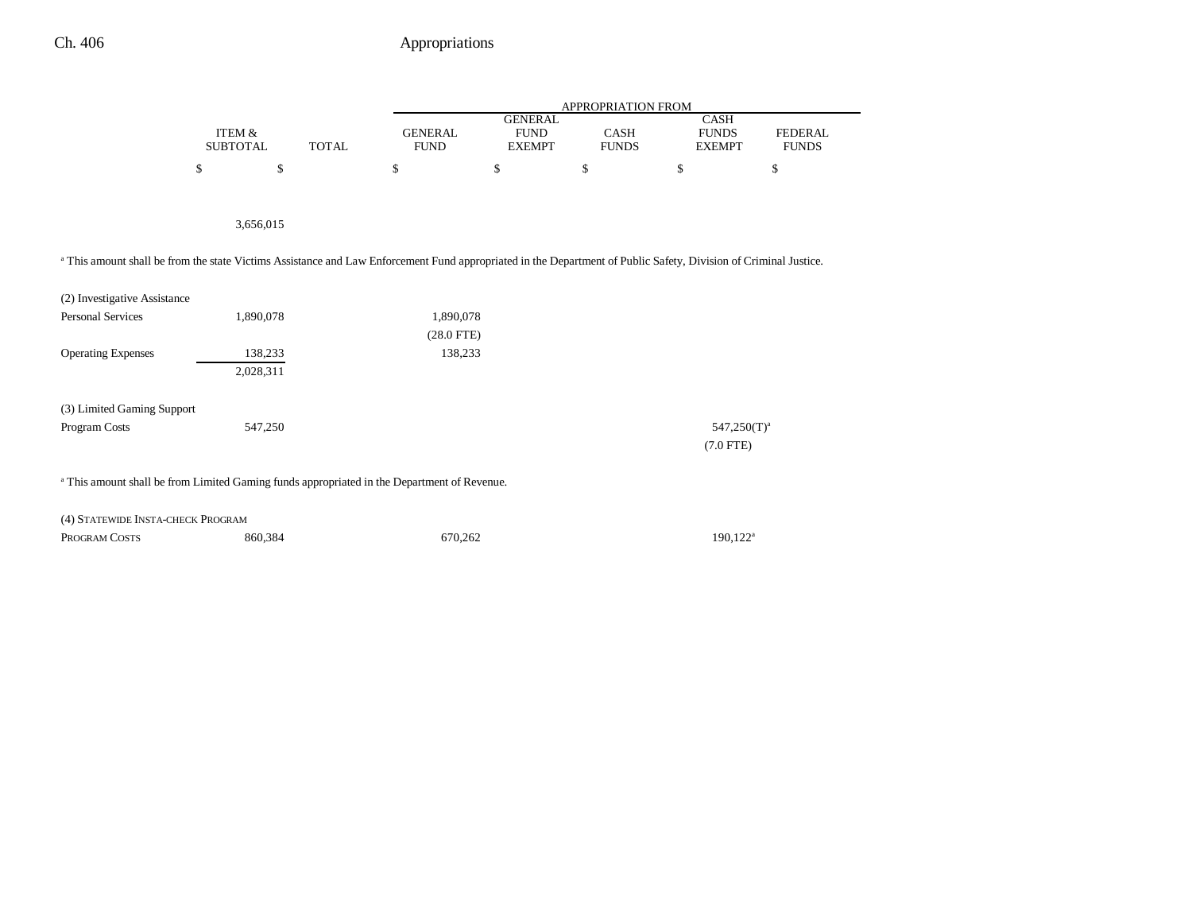| | ITEM & SUBTOTAL | TOTAL | GENERAL FUND | GENERAL FUND EXEMPT | CASH FUNDS | CASH FUNDS EXEMPT | FEDERAL FUNDS |
|---|---|---|---|---|---|---|---|
| | $ | $ | $ | $ | $ | $ | $ |
| | 3,656,015 | | | | | | |

[a] This amount shall be from the state Victims Assistance and Law Enforcement Fund appropriated in the Department of Public Safety, Division of Criminal Justice.

| | ITEM & SUBTOTAL | TOTAL | GENERAL FUND | GENERAL FUND EXEMPT | CASH FUNDS | CASH FUNDS EXEMPT | FEDERAL FUNDS |
|---|---|---|---|---|---|---|---|
| (2) Investigative Assistance | | | | | | | |
| Personal Services | 1,890,078 | | 1,890,078 (28.0 FTE) | | | | |
| Operating Expenses | 138,233 | | 138,233 | | | | |
| | 2,028,311 | | | | | | |
| (3) Limited Gaming Support | | | | | | | |
| Program Costs | 547,250 | | | | | 547,250(T)[a] (7.0 FTE) | |

[a] This amount shall be from Limited Gaming funds appropriated in the Department of Revenue.

| | ITEM & SUBTOTAL | TOTAL | GENERAL FUND | GENERAL FUND EXEMPT | CASH FUNDS | CASH FUNDS EXEMPT | FEDERAL FUNDS |
|---|---|---|---|---|---|---|---|
| (4) STATEWIDE INSTA-CHECK PROGRAM | | | | | | | |
| PROGRAM COSTS | 860,384 | | 670,262 | | | 190,122[a] | |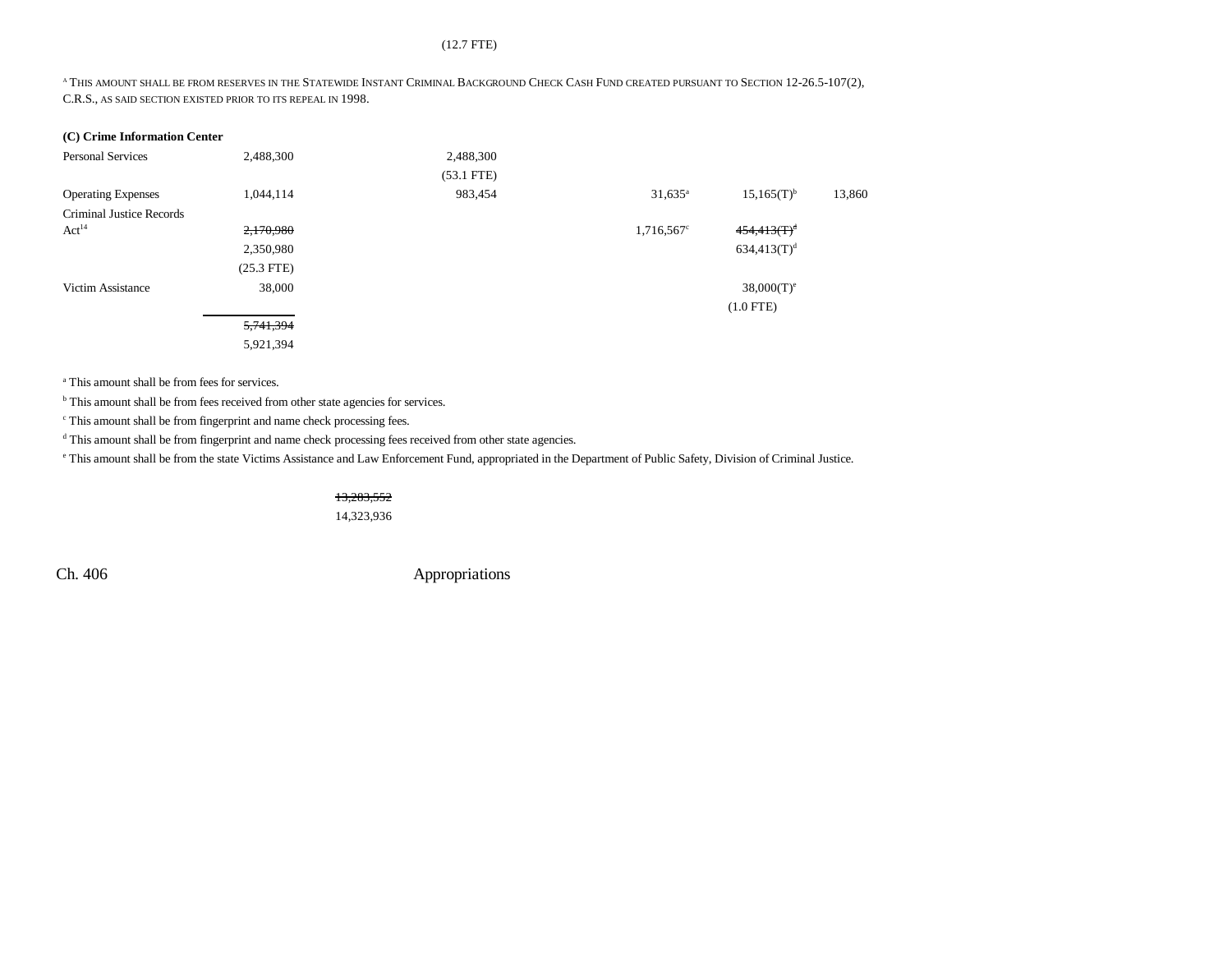(12.7 FTE)

^A^ THIS AMOUNT SHALL BE FROM RESERVES IN THE STATEWIDE INSTANT CRIMINAL BACKGROUND CHECK CASH FUND CREATED PURSUANT TO SECTION 12-26.5-107(2), C.R.S., AS SAID SECTION EXISTED PRIOR TO ITS REPEAL IN 1998.

**(C) Crime Information Center**

| | | | | | | |
|---|---|---|---|---|---|---|
| Personal Services | 2,488,300 | 2,488,300 (53.1 FTE) | | | | |
| Operating Expenses | 1,044,114 | 983,454 | | 31,635[a] | 15,165(T)[b] | 13,860 |
| Criminal Justice Records Act[14] | ~~2,170,980~~ 2,350,980 (25.3 FTE) | | | 1,716,567[c] | ~~454,413(T)~~[d] 634,413(T)[d] | |
| Victim Assistance | 38,000 | | | | 38,000(T)[e] (1.0 FTE) | |
| | ~~5,741,394~~ 5,921,394 | | | | | |

[a] This amount shall be from fees for services.

[b] This amount shall be from fees received from other state agencies for services.

[c] This amount shall be from fingerprint and name check processing fees.

[d] This amount shall be from fingerprint and name check processing fees received from other state agencies.

[e] This amount shall be from the state Victims Assistance and Law Enforcement Fund, appropriated in the Department of Public Safety, Division of Criminal Justice.

~~13,203,552~~
14,323,936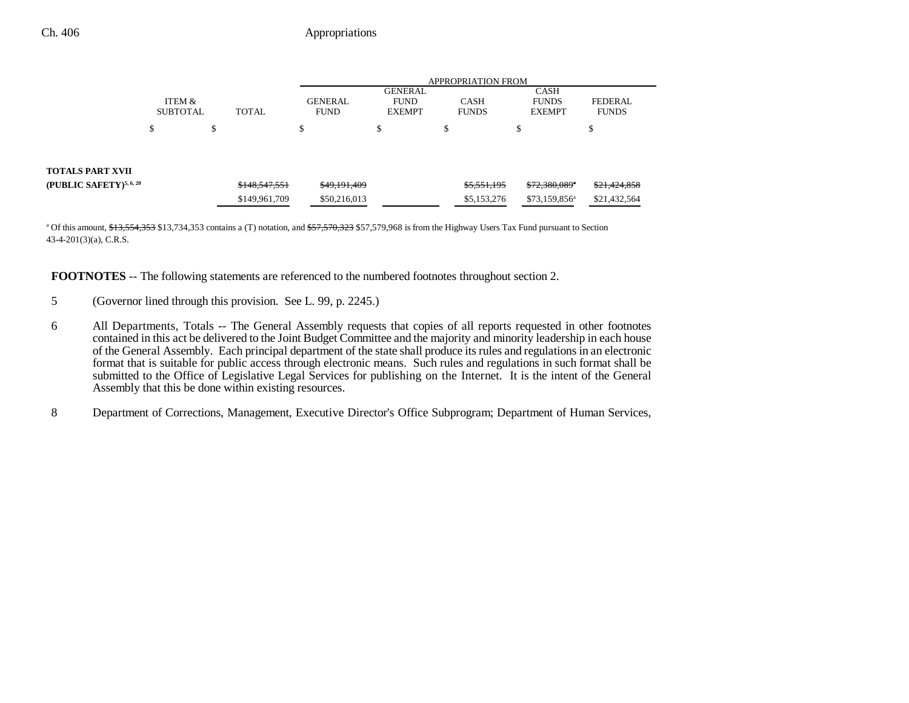| | ITEM & SUBTOTAL | TOTAL | APPROPRIATION FROM GENERAL FUND | GENERAL FUND EXEMPT | CASH FUNDS | CASH FUNDS EXEMPT | FEDERAL FUNDS |
|---|---|---|---|---|---|---|---|
| | $ | $ | $ | $ | $ | $ | $ |
| **TOTALS PART XVII** | | | | | | | |
| **(PUBLIC SAFETY)**[5, 6, 20] | | ~~$148,547,551~~ | ~~$49,191,409~~ | | ~~$5,551,195~~ | ~~$72,380,089~~[a] | ~~$21,424,858~~ |
| | | $149,961,709 | $50,216,013 | | $5,153,276 | $73,159,856[a] | $21,432,564 |

[a] Of this amount, ~~$13,554,353~~ $13,734,353 contains a (T) notation, and ~~$57,570,323~~ $57,579,968 is from the Highway Users Tax Fund pursuant to Section 43-4-201(3)(a), C.R.S.

**FOOTNOTES** -- The following statements are referenced to the numbered footnotes throughout section 2.

5 (Governor lined through this provision. See L. 99, p. 2245.)

6 All Departments, Totals -- The General Assembly requests that copies of all reports requested in other footnotes contained in this act be delivered to the Joint Budget Committee and the majority and minority leadership in each house of the General Assembly. Each principal department of the state shall produce its rules and regulations in an electronic format that is suitable for public access through electronic means. Such rules and regulations in such format shall be submitted to the Office of Legislative Legal Services for publishing on the Internet. It is the intent of the General Assembly that this be done within existing resources.

8 Department of Corrections, Management, Executive Director's Office Subprogram; Department of Human Services,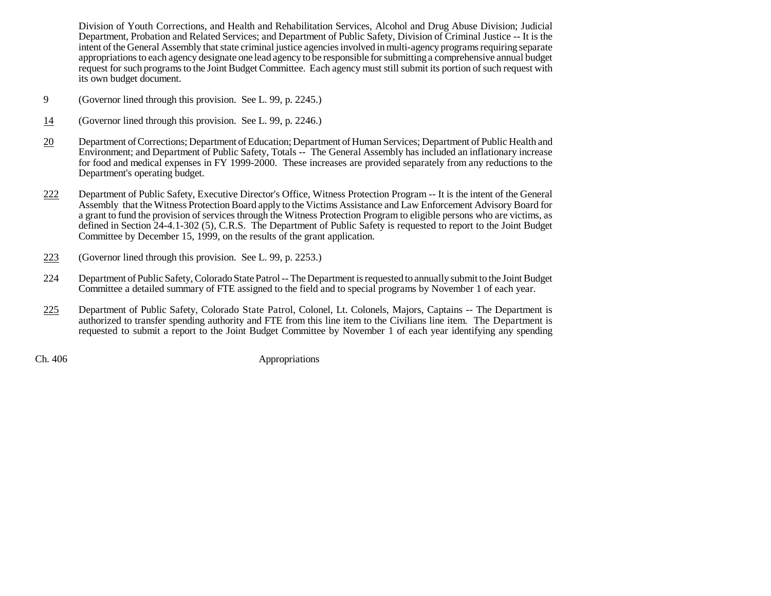Division of Youth Corrections, and Health and Rehabilitation Services, Alcohol and Drug Abuse Division; Judicial Department, Probation and Related Services; and Department of Public Safety, Division of Criminal Justice -- It is the intent of the General Assembly that state criminal justice agencies involved in multi-agency programs requiring separate appropriations to each agency designate one lead agency to be responsible for submitting a comprehensive annual budget request for such programs to the Joint Budget Committee. Each agency must still submit its portion of such request with its own budget document.

9 (Governor lined through this provision. See L. 99, p. 2245.)

14 (Governor lined through this provision. See L. 99, p. 2246.)

20 Department of Corrections; Department of Education; Department of Human Services; Department of Public Health and Environment; and Department of Public Safety, Totals -- The General Assembly has included an inflationary increase for food and medical expenses in FY 1999-2000. These increases are provided separately from any reductions to the Department's operating budget.

222 Department of Public Safety, Executive Director's Office, Witness Protection Program -- It is the intent of the General Assembly that the Witness Protection Board apply to the Victims Assistance and Law Enforcement Advisory Board for a grant to fund the provision of services through the Witness Protection Program to eligible persons who are victims, as defined in Section 24-4.1-302 (5), C.R.S. The Department of Public Safety is requested to report to the Joint Budget Committee by December 15, 1999, on the results of the grant application.

223 (Governor lined through this provision. See L. 99, p. 2253.)

224 Department of Public Safety, Colorado State Patrol -- The Department is requested to annually submit to the Joint Budget Committee a detailed summary of FTE assigned to the field and to special programs by November 1 of each year.

225 Department of Public Safety, Colorado State Patrol, Colonel, Lt. Colonels, Majors, Captains -- The Department is authorized to transfer spending authority and FTE from this line item to the Civilians line item. The Department is requested to submit a report to the Joint Budget Committee by November 1 of each year identifying any spending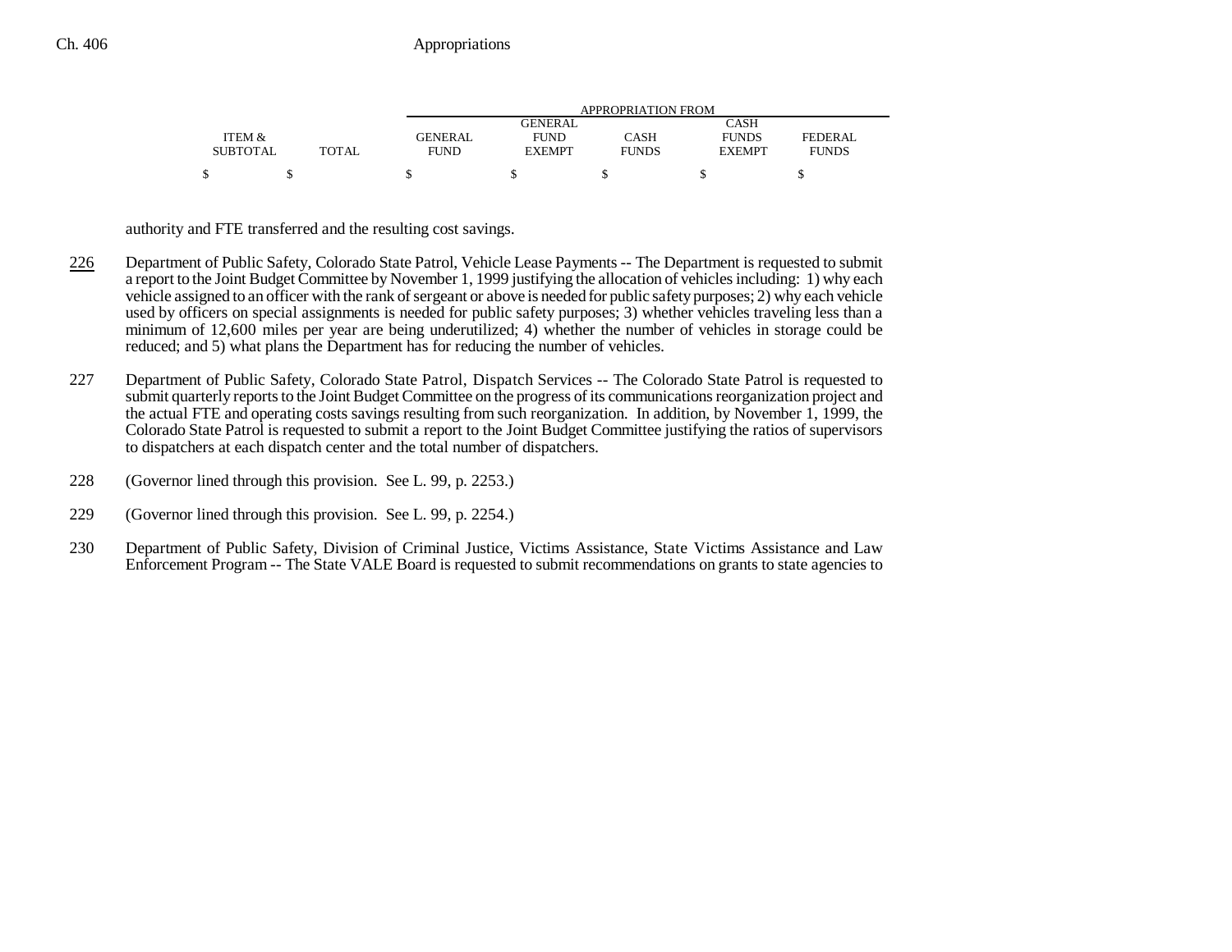| ITEM & SUBTOTAL | TOTAL | GENERAL FUND | GENERAL FUND EXEMPT | CASH FUNDS | CASH FUNDS EXEMPT | FEDERAL FUNDS |
|---|---|---|---|---|---|---|
| $ | $ | $ | $ | $ | $ | $ |

authority and FTE transferred and the resulting cost savings.

226 Department of Public Safety, Colorado State Patrol, Vehicle Lease Payments -- The Department is requested to submit a report to the Joint Budget Committee by November 1, 1999 justifying the allocation of vehicles including: 1) why each vehicle assigned to an officer with the rank of sergeant or above is needed for public safety purposes; 2) why each vehicle used by officers on special assignments is needed for public safety purposes; 3) whether vehicles traveling less than a minimum of 12,600 miles per year are being underutilized; 4) whether the number of vehicles in storage could be reduced; and 5) what plans the Department has for reducing the number of vehicles.

227 Department of Public Safety, Colorado State Patrol, Dispatch Services -- The Colorado State Patrol is requested to submit quarterly reports to the Joint Budget Committee on the progress of its communications reorganization project and the actual FTE and operating costs savings resulting from such reorganization. In addition, by November 1, 1999, the Colorado State Patrol is requested to submit a report to the Joint Budget Committee justifying the ratios of supervisors to dispatchers at each dispatch center and the total number of dispatchers.

228 (Governor lined through this provision. See L. 99, p. 2253.)

229 (Governor lined through this provision. See L. 99, p. 2254.)

230 Department of Public Safety, Division of Criminal Justice, Victims Assistance, State Victims Assistance and Law Enforcement Program -- The State VALE Board is requested to submit recommendations on grants to state agencies to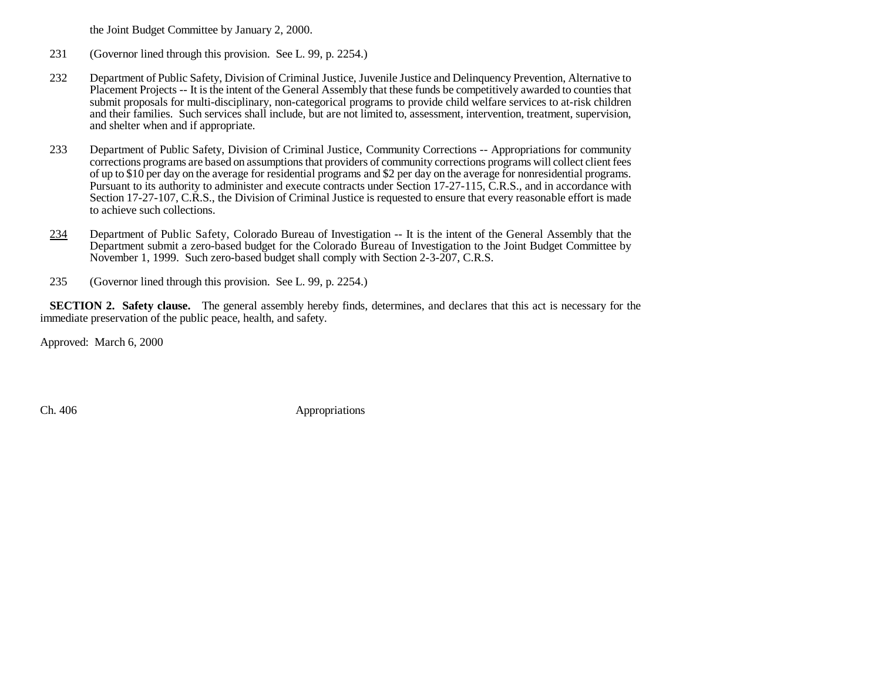the Joint Budget Committee by January 2, 2000.

231 (Governor lined through this provision. See L. 99, p. 2254.)

232 Department of Public Safety, Division of Criminal Justice, Juvenile Justice and Delinquency Prevention, Alternative to Placement Projects -- It is the intent of the General Assembly that these funds be competitively awarded to counties that submit proposals for multi-disciplinary, non-categorical programs to provide child welfare services to at-risk children and their families. Such services shall include, but are not limited to, assessment, intervention, treatment, supervision, and shelter when and if appropriate.

233 Department of Public Safety, Division of Criminal Justice, Community Corrections -- Appropriations for community corrections programs are based on assumptions that providers of community corrections programs will collect client fees of up to $10 per day on the average for residential programs and $2 per day on the average for nonresidential programs. Pursuant to its authority to administer and execute contracts under Section 17-27-115, C.R.S., and in accordance with Section 17-27-107, C.R.S., the Division of Criminal Justice is requested to ensure that every reasonable effort is made to achieve such collections.

234 Department of Public Safety, Colorado Bureau of Investigation -- It is the intent of the General Assembly that the Department submit a zero-based budget for the Colorado Bureau of Investigation to the Joint Budget Committee by November 1, 1999. Such zero-based budget shall comply with Section 2-3-207, C.R.S.

235 (Governor lined through this provision. See L. 99, p. 2254.)

**SECTION 2. Safety clause.** The general assembly hereby finds, determines, and declares that this act is necessary for the immediate preservation of the public peace, health, and safety.

Approved: March 6, 2000